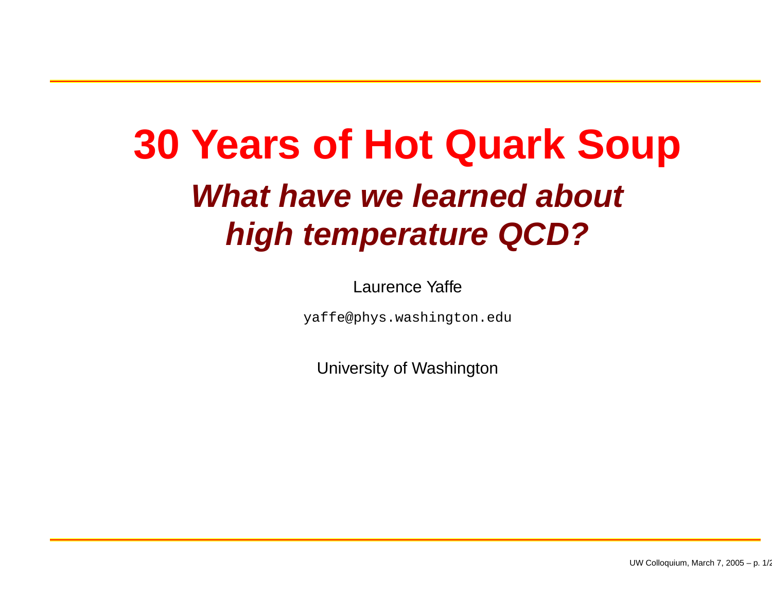# 30 Years of Hot Quark Soup

## *What have we learned about high temperature QCD?*

Laurence Yaffe

`yaffe@phys.washington.edu`

University of Washington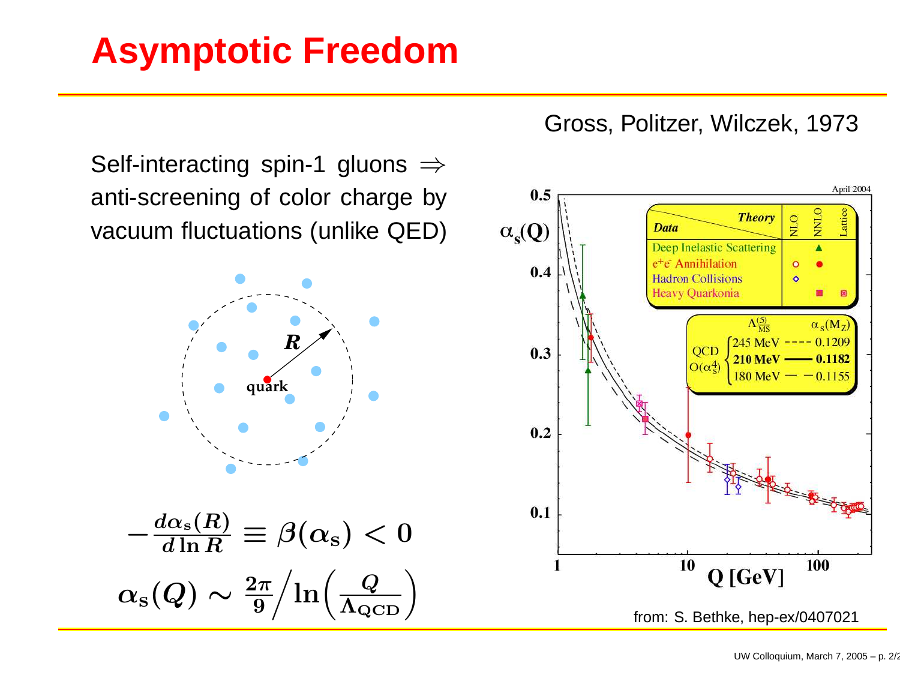# Asymptotic Freedom

Gross, Politzer, Wilczek, 1973

Self-interacting spin-1 gluons $\Rightarrow$ anti-screening of color charge by vacuum fluctuations (unlike QED)

$$-\frac{d\alpha_s(R)}{d\ln R} \equiv \beta(\alpha_s) < 0$$

$$\alpha_s(Q) \sim \frac{2\pi}{9} \Big/ \ln\left(\frac{Q}{\Lambda_{QCD}}\right)$$

from: S. Bethke, hep-ex/0407021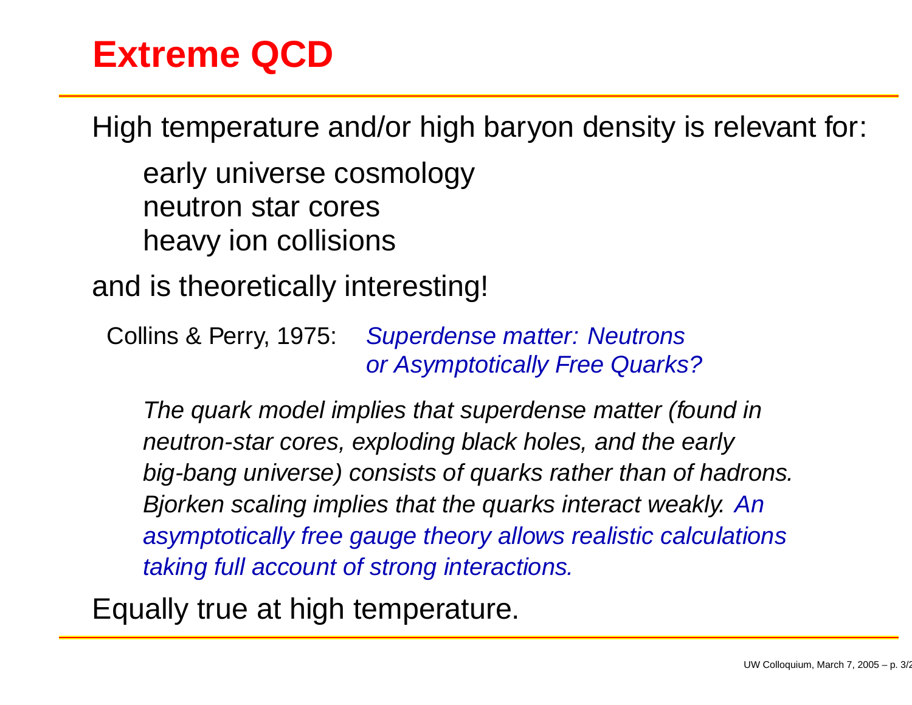# Extreme QCD

High temperature and/or high baryon density is relevant for:

- early universe cosmology
- neutron star cores
- heavy ion collisions

and is theoretically interesting!

Collins & Perry, 1975: *Superdense matter: Neutrons or Asymptotically Free Quarks?*

> *The quark model implies that superdense matter (found in neutron-star cores, exploding black holes, and the early big-bang universe) consists of quarks rather than of hadrons. Bjorken scaling implies that the quarks interact weakly. An asymptotically free gauge theory allows realistic calculations taking full account of strong interactions.*

Equally true at high temperature.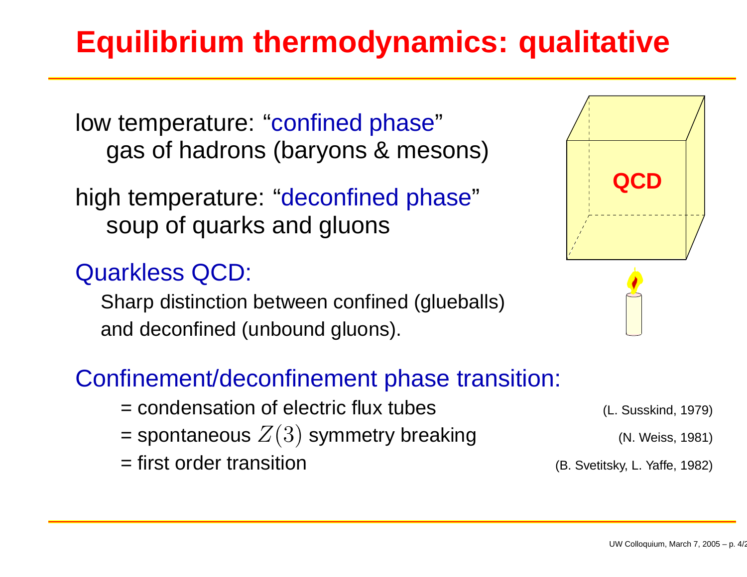# Equilibrium thermodynamics: qualitative

low temperature: "confined phase"
  gas of hadrons (baryons & mesons)

high temperature: "deconfined phase"
  soup of quarks and gluons

QCD

## Quarkless QCD:

Sharp distinction between confined (glueballs) and deconfined (unbound gluons).

## Confinement/deconfinement phase transition:

- = condensation of electric flux tubes (L. Susskind, 1979)
- = spontaneous $Z(3)$ symmetry breaking (N. Weiss, 1981)
- = first order transition (B. Svetitsky, L. Yaffe, 1982)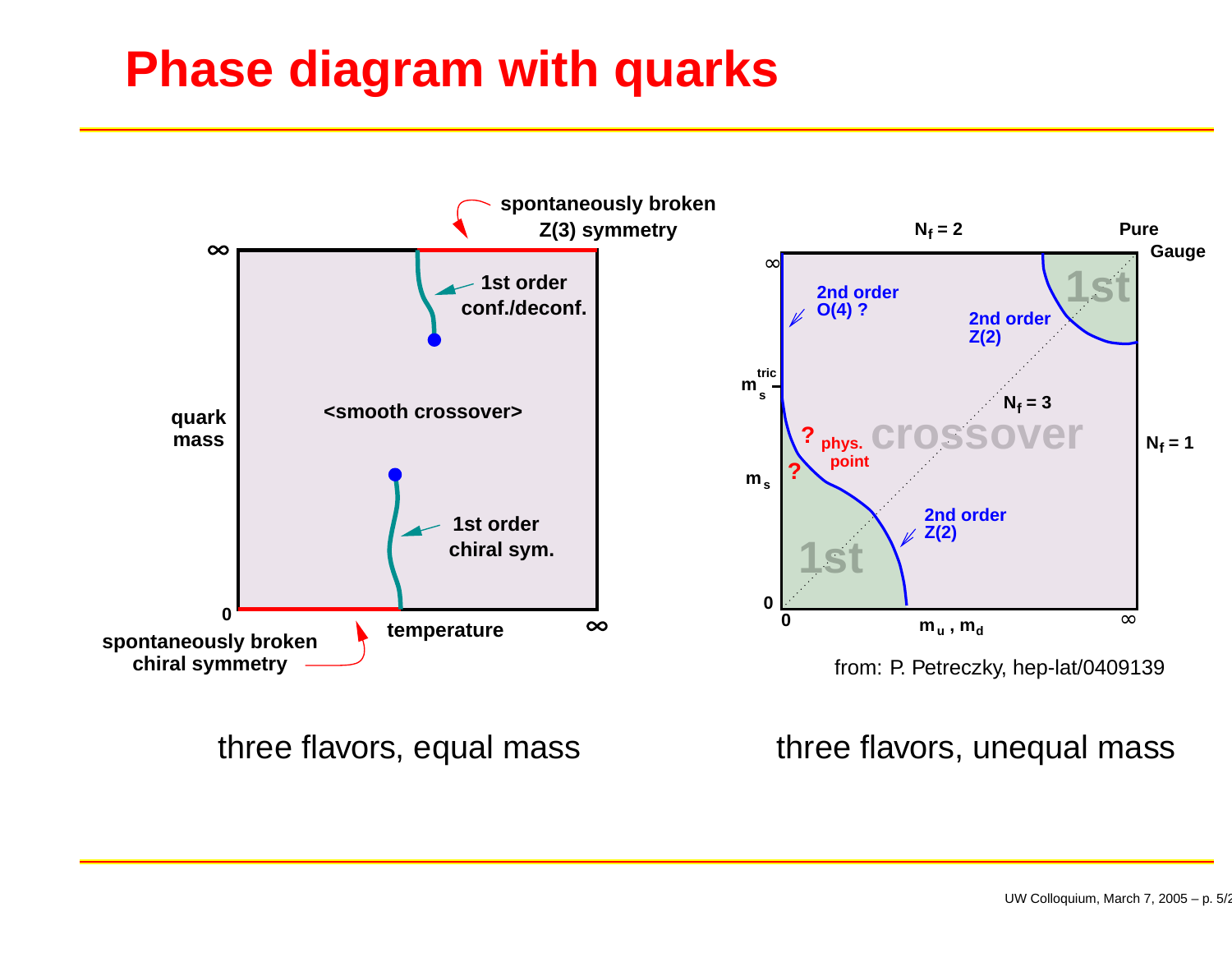# Phase diagram with quarks

spontaneously broken Z(3) symmetry

$\infty$

1st order conf./deconf.

quark mass

<smooth crossover>

1st order chiral sym.

0

spontaneously broken chiral symmetry

temperature

$\infty$

$N_f = 2$

Pure Gauge

$\infty$

2nd order O(4) ?

1st

2nd order Z(2)

$m_s^{tric}$

$N_f = 3$

? phys. point

crossover

$N_f = 1$

$m_s$

?

2nd order Z(2)

1st

0

0

$m_u$ , $m_d$

$\infty$

from: P. Petreczky, hep-lat/0409139

three flavors, equal mass

three flavors, unequal mass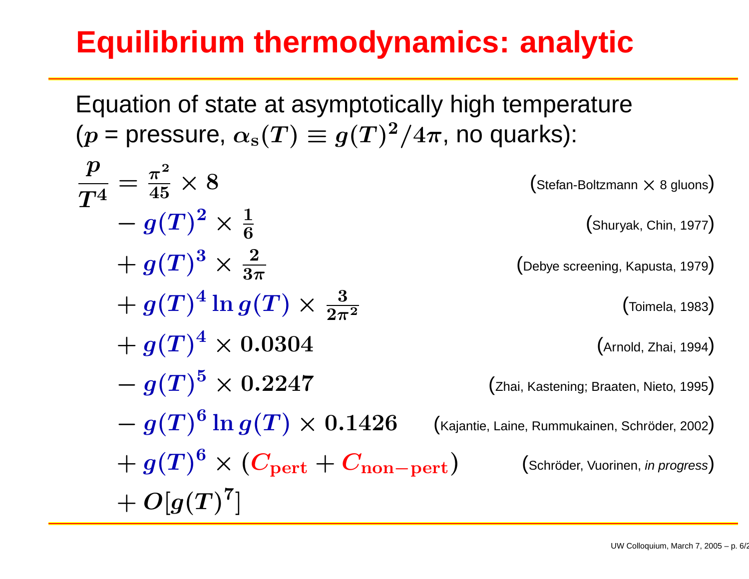# Equilibrium thermodynamics: analytic

Equation of state at asymptotically high temperature ($p$ = pressure, $\alpha_s(T) \equiv g(T)^2/4\pi$, no quarks):

$$
\begin{aligned}
\frac{p}{T^4} &= \frac{\pi^2}{45} \times 8 && \text{(Stefan-Boltzmann} \times \text{8 gluons)} \\
&- g(T)^2 \times \frac{1}{6} && \text{(Shuryak, Chin, 1977)} \\
&+ g(T)^3 \times \frac{2}{3\pi} && \text{(Debye screening, Kapusta, 1979)} \\
&+ g(T)^4 \ln g(T) \times \frac{3}{2\pi^2} && \text{(Toimela, 1983)} \\
&+ g(T)^4 \times 0.0304 && \text{(Arnold, Zhai, 1994)} \\
&- g(T)^5 \times 0.2247 && \text{(Zhai, Kastening; Braaten, Nieto, 1995)} \\
&- g(T)^6 \ln g(T) \times 0.1426 && \text{(Kajantie, Laine, Rummukainen, Schröder, 2002)} \\
&+ g(T)^6 \times (C_{\text{pert}} + C_{\text{non-pert}}) && \text{(Schröder, Vuorinen, } \textit{in progress}\text{)} \\
&+ O[g(T)^7]
\end{aligned}
$$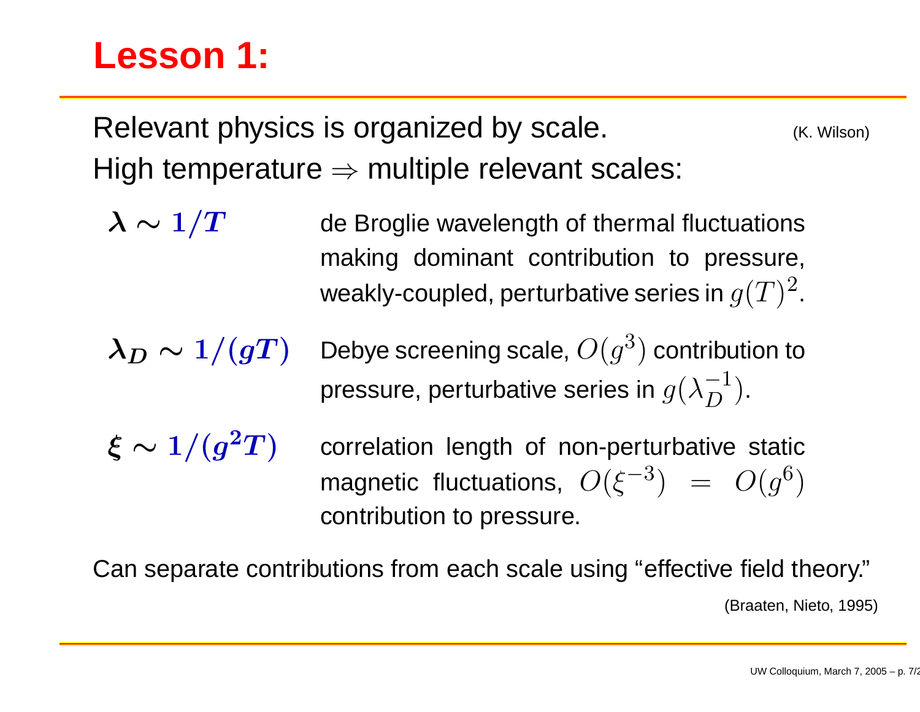# Lesson 1:

Relevant physics is organized by scale. (K. Wilson)

High temperature $\Rightarrow$ multiple relevant scales:

| | |
|---|---|
| $\boldsymbol{\lambda \sim 1/T}$ | de Broglie wavelength of thermal fluctuations making dominant contribution to pressure, weakly-coupled, perturbative series in $g(T)^2$. |
| $\boldsymbol{\lambda_D \sim 1/(gT)}$ | Debye screening scale, $O(g^3)$ contribution to pressure, perturbative series in $g(\lambda_D^{-1})$. |
| $\boldsymbol{\xi \sim 1/(g^2 T)}$ | correlation length of non-perturbative static magnetic fluctuations, $O(\xi^{-3}) = O(g^6)$ contribution to pressure. |

Can separate contributions from each scale using “effective field theory.”

(Braaten, Nieto, 1995)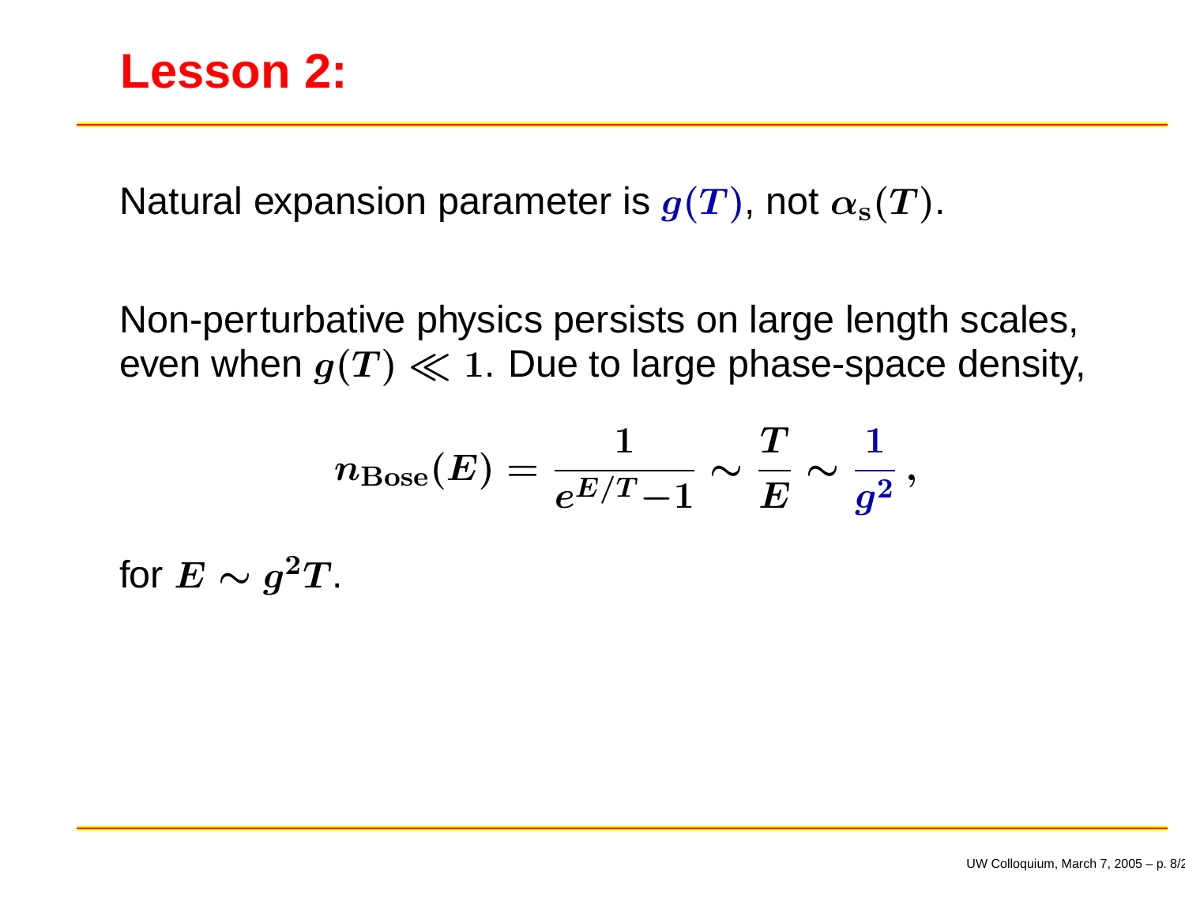# Lesson 2:

Natural expansion parameter is $g(T)$, not $\alpha_s(T)$.

Non-perturbative physics persists on large length scales, even when $g(T) \ll 1$. Due to large phase-space density,

$$n_{\rm Bose}(E) = \frac{1}{e^{E/T}-1} \sim \frac{T}{E} \sim \frac{1}{g^2}\,,$$

for $E \sim g^2 T$.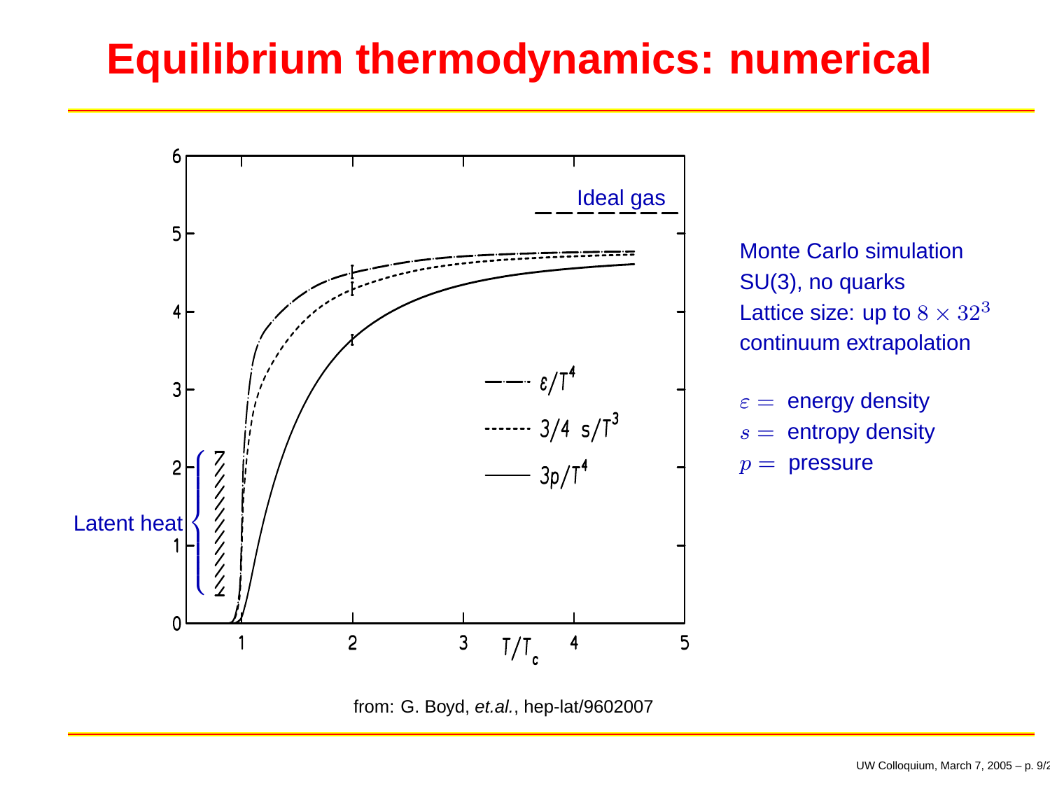# Equilibrium thermodynamics: numerical

Monte Carlo simulation
SU(3), no quarks
Lattice size: up to $8 \times 32^3$
continuum extrapolation

$\varepsilon =$ energy density
$s =$ entropy density
$p =$ pressure

from: G. Boyd, *et.al.*, hep-lat/9602007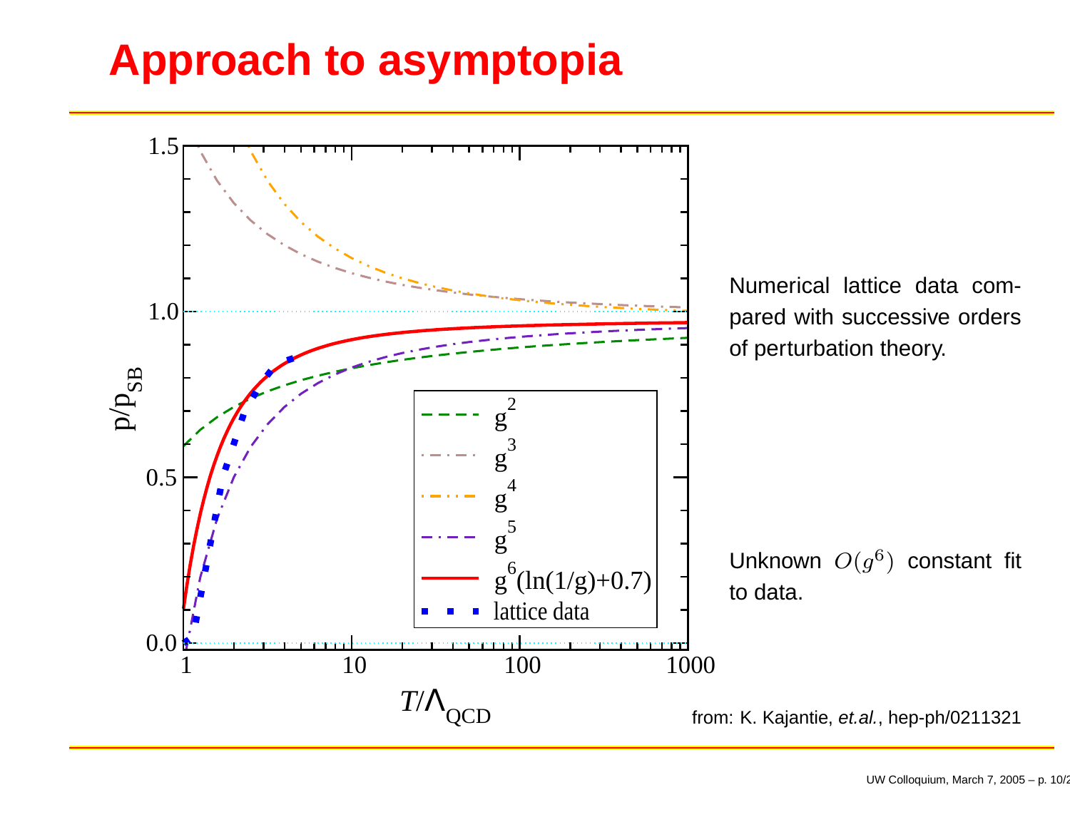# Approach to asymptopia

Numerical lattice data compared with successive orders of perturbation theory.

Unknown $O(g^6)$ constant fit to data.

from: K. Kajantie, *et.al.*, hep-ph/0211321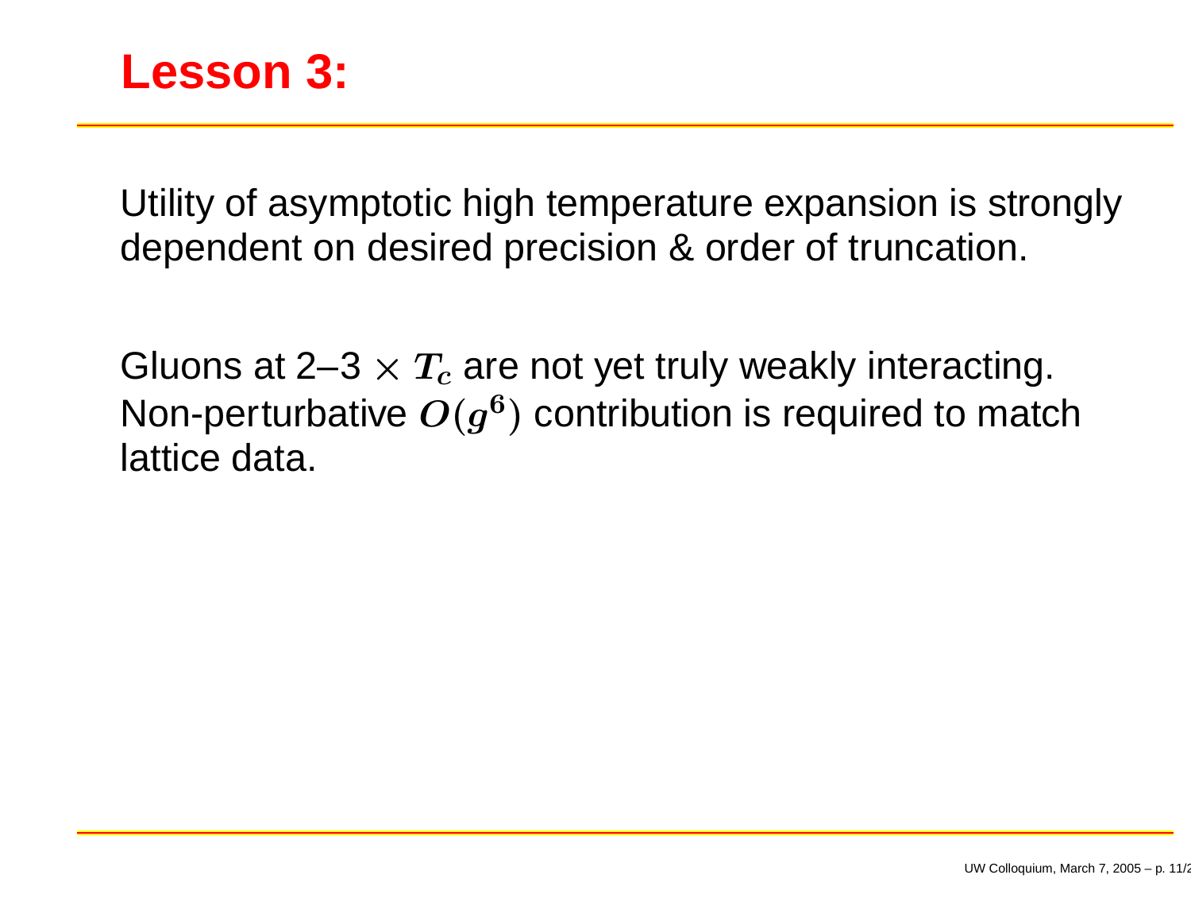# Lesson 3:

Utility of asymptotic high temperature expansion is strongly dependent on desired precision & order of truncation.

Gluons at 2–3 $\times\, T_c$ are not yet truly weakly interacting. Non-perturbative $O(g^6)$ contribution is required to match lattice data.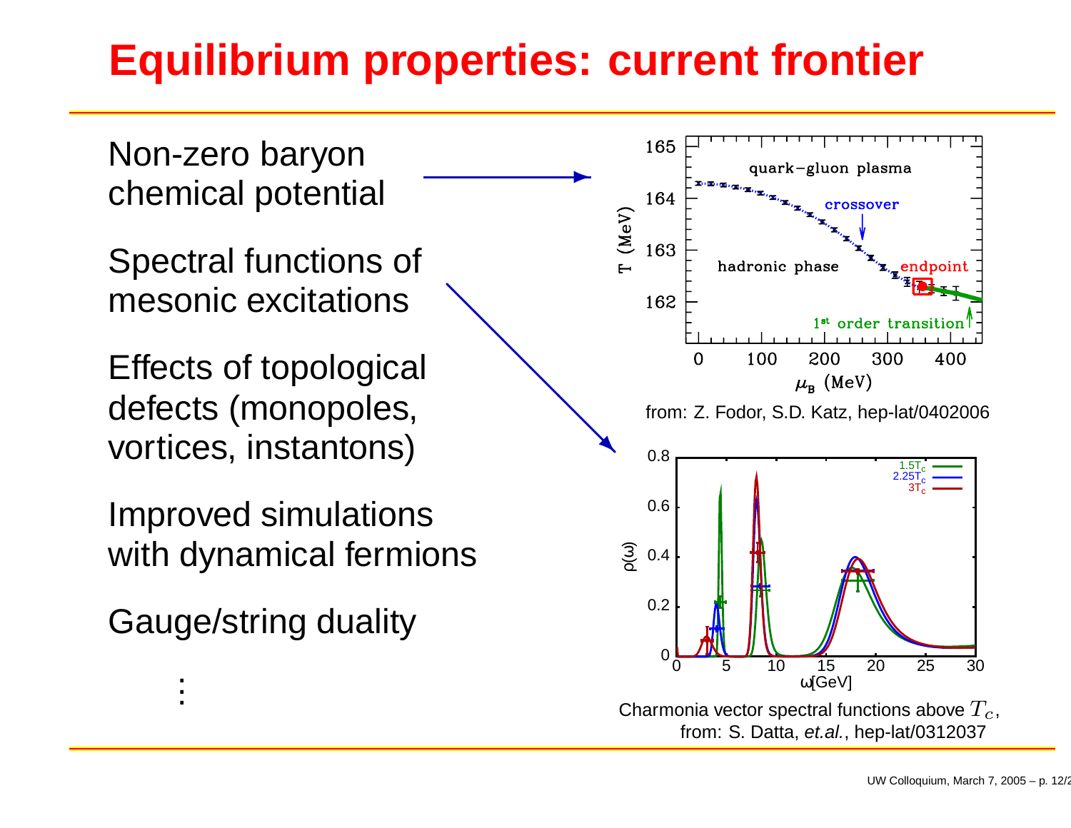# Equilibrium properties: current frontier

Non-zero baryon chemical potential

Spectral functions of mesonic excitations

Effects of topological defects (monopoles, vortices, instantons)

Improved simulations with dynamical fermions

Gauge/string duality

⋮

from: Z. Fodor, S.D. Katz, hep-lat/0402006

Charmonia vector spectral functions above $T_c$, from: S. Datta, *et.al.*, hep-lat/0312037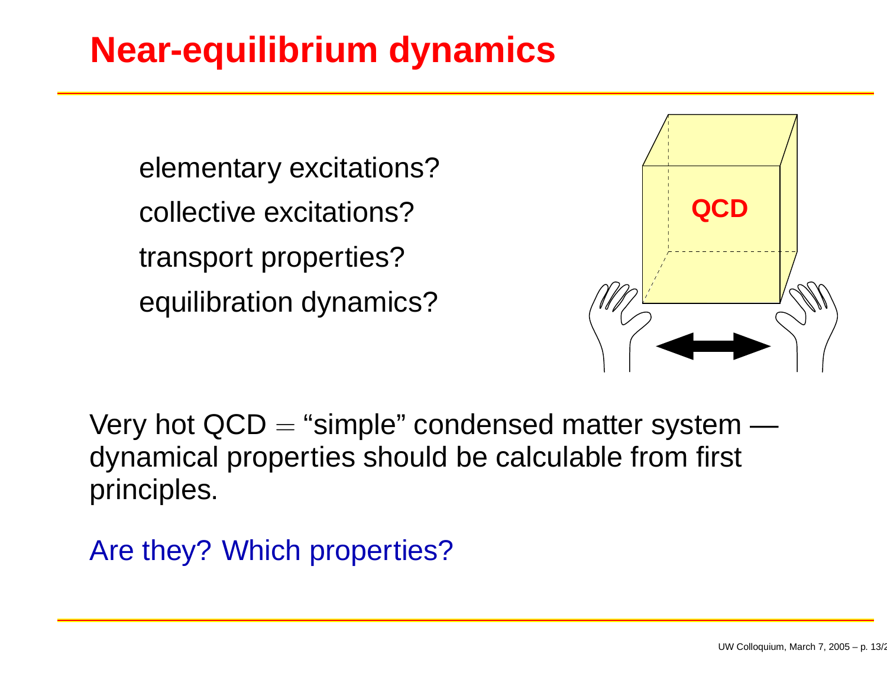# Near-equilibrium dynamics

elementary excitations?

collective excitations?

transport properties?

equilibration dynamics?

Very hot QCD $=$ "simple" condensed matter system — dynamical properties should be calculable from first principles.

Are they? Which properties?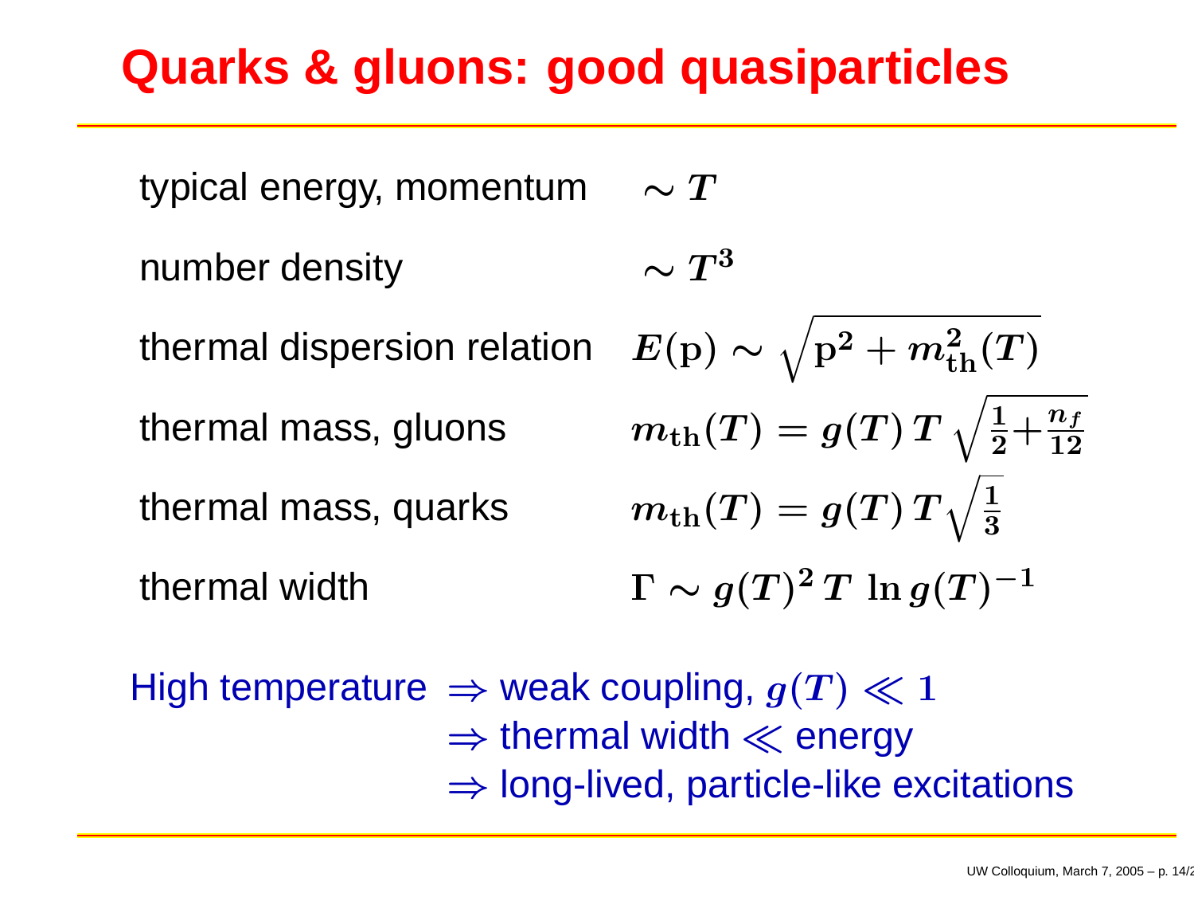# Quarks & gluons: good quasiparticles

| | |
|---|---|
| typical energy, momentum | $\sim T$ |
| number density | $\sim T^3$ |
| thermal dispersion relation | $E(\mathrm{p}) \sim \sqrt{\mathrm{p}^2 + m_{\mathrm{th}}^2(T)}$ |
| thermal mass, gluons | $m_{\mathrm{th}}(T) = g(T)\, T\, \sqrt{\frac{1}{2} + \frac{n_f}{12}}$ |
| thermal mass, quarks | $m_{\mathrm{th}}(T) = g(T)\, T \sqrt{\frac{1}{3}}$ |
| thermal width | $\Gamma \sim g(T)^2\, T\, \ln g(T)^{-1}$ |

High temperature $\Rightarrow$ weak coupling, $g(T) \ll 1$
$\Rightarrow$ thermal width $\ll$ energy
$\Rightarrow$ long-lived, particle-like excitations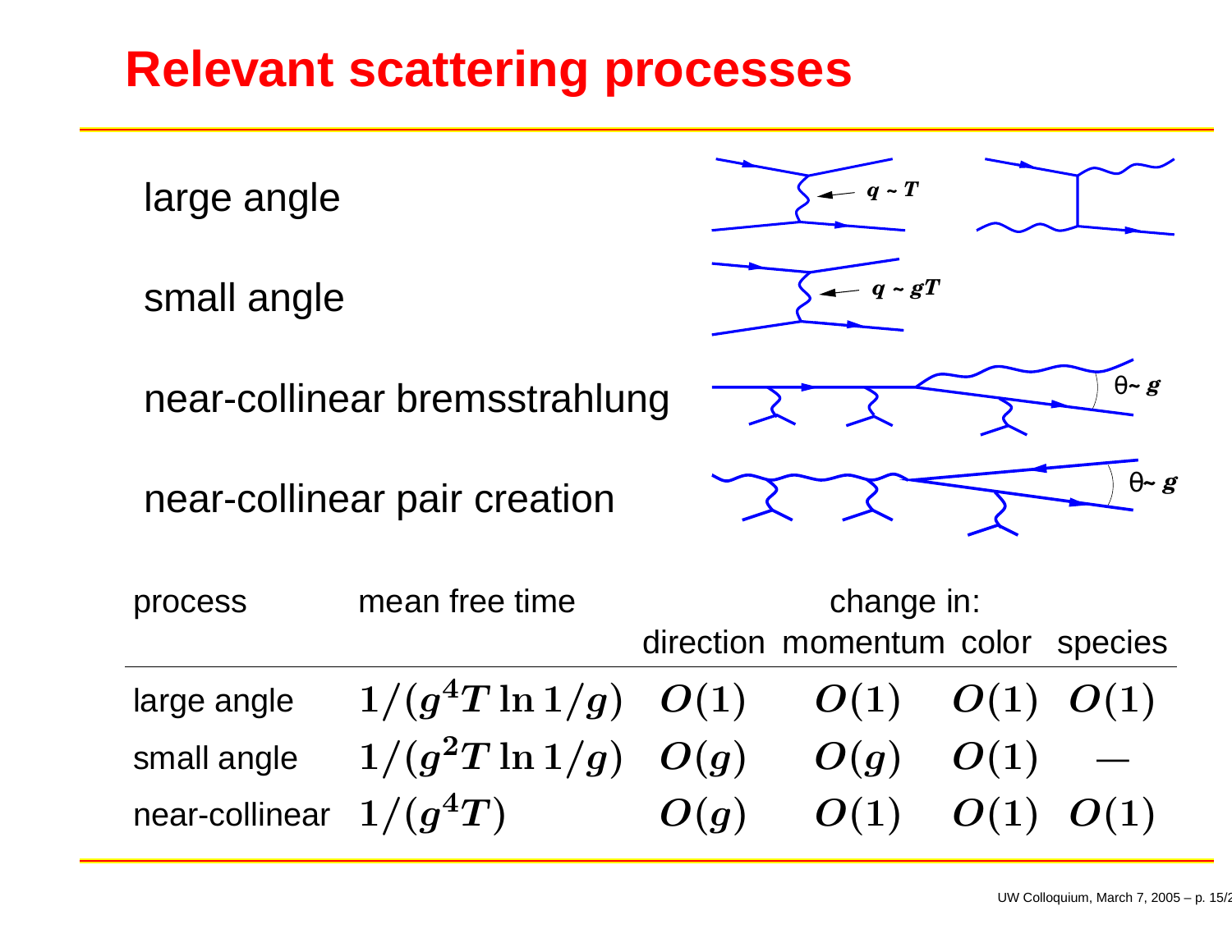# Relevant scattering processes

large angle

small angle

near-collinear bremsstrahlung

near-collinear pair creation

| process | mean free time | change in: | | | |
|---|---|---|---|---|---|
| | | direction | momentum | color | species |
| large angle | $1/(g^4 T \ln 1/g)$ | $O(1)$ | $O(1)$ | $O(1)$ | $O(1)$ |
| small angle | $1/(g^2 T \ln 1/g)$ | $O(g)$ | $O(g)$ | $O(1)$ | — |
| near-collinear | $1/(g^4 T)$ | $O(g)$ | $O(1)$ | $O(1)$ | $O(1)$ |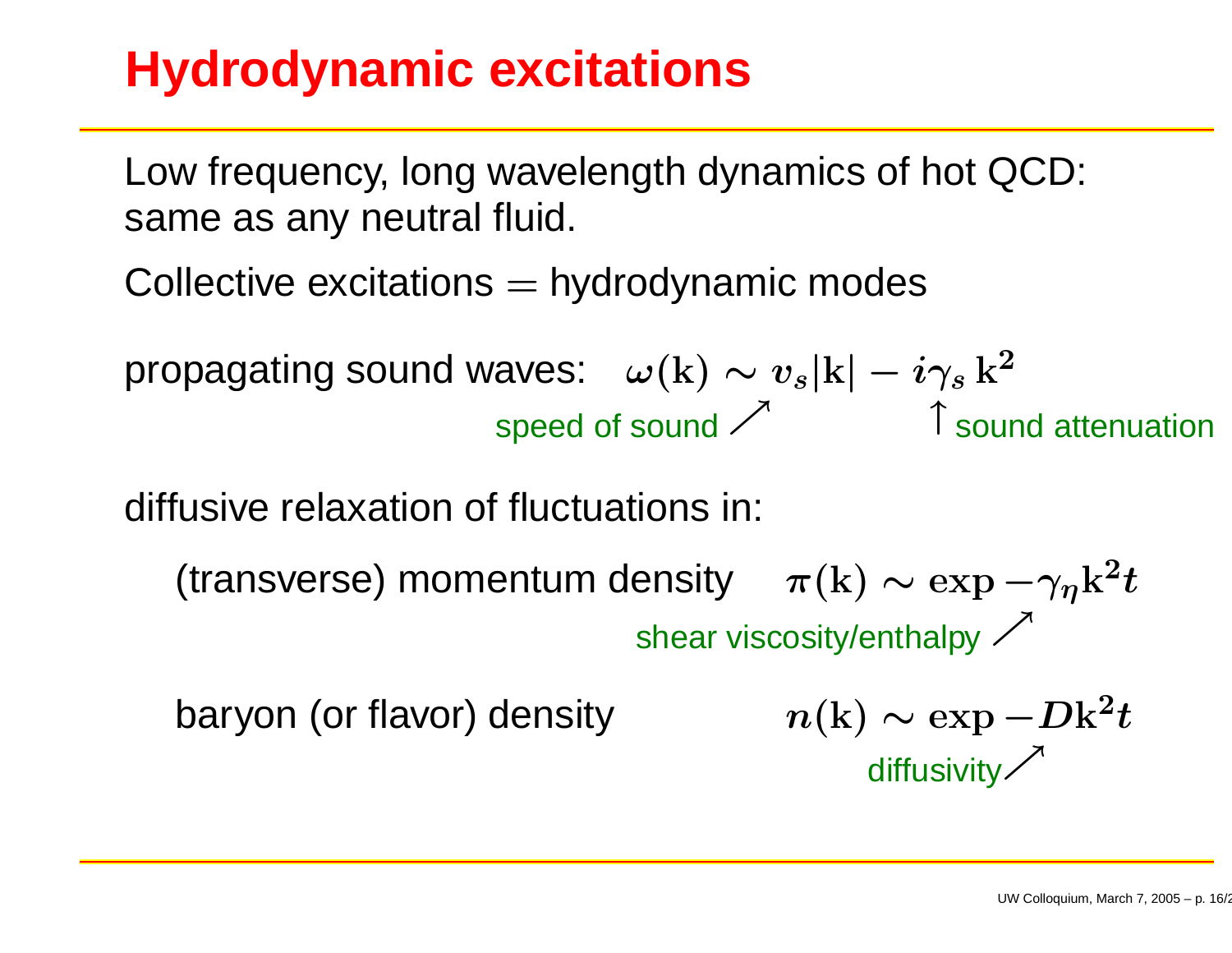# Hydrodynamic excitations

Low frequency, long wavelength dynamics of hot QCD: same as any neutral fluid.

Collective excitations = hydrodynamic modes

propagating sound waves: $\omega(\mathbf{k}) \sim v_s|\mathbf{k}| - i\gamma_s\,\mathbf{k}^2$

speed of sound ↗ (on $v_s$) ↑ sound attenuation (on $\gamma_s$)

diffusive relaxation of fluctuations in:

- (transverse) momentum density $\pi(\mathbf{k}) \sim \exp -\gamma_\eta \mathbf{k}^2 t$

  shear viscosity/enthalpy ↗ (on $\gamma_\eta$)

- baryon (or flavor) density $n(\mathbf{k}) \sim \exp -D\mathbf{k}^2 t$

  diffusivity ↗ (on $D$)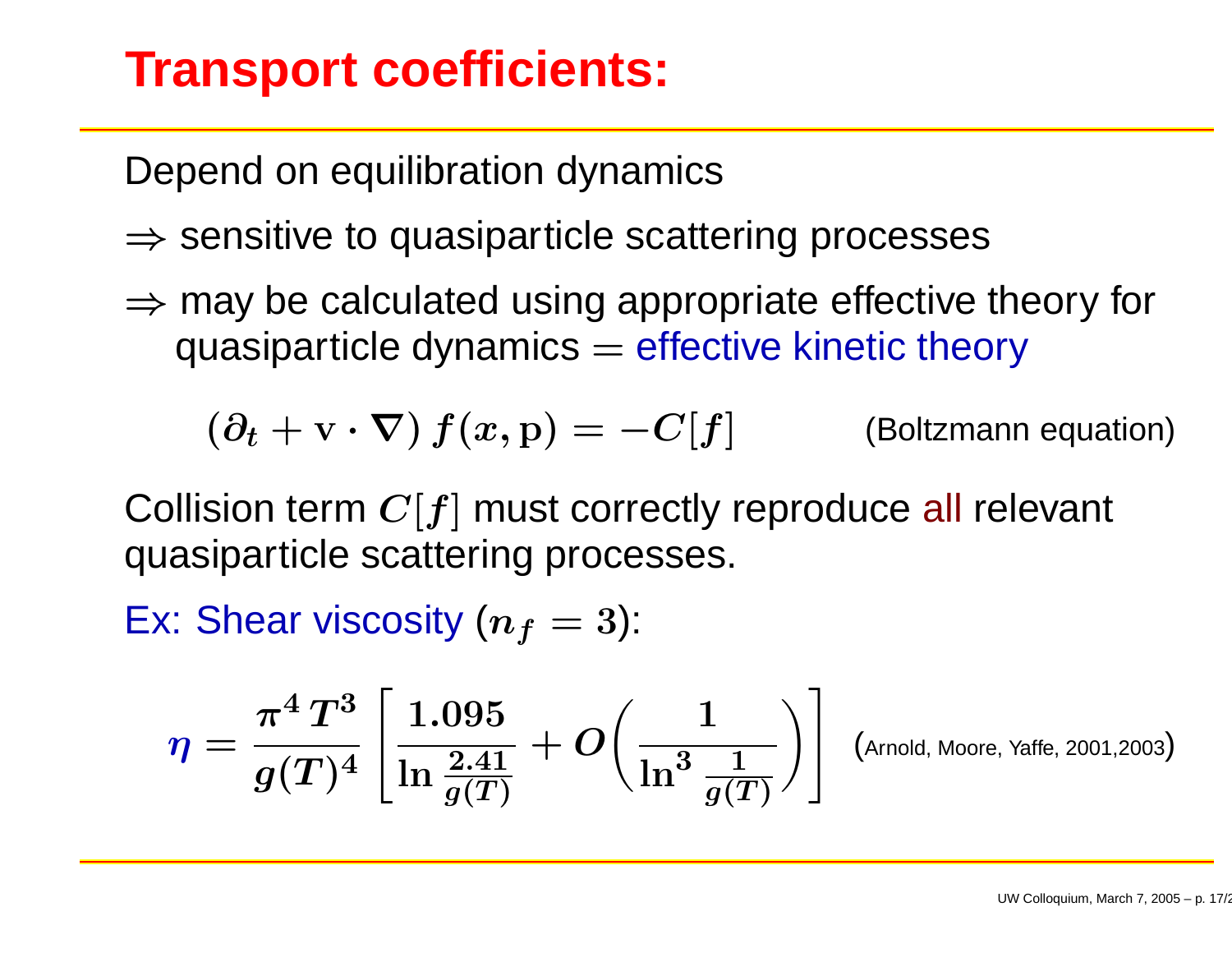# Transport coefficients:

Depend on equilibration dynamics

$\Rightarrow$ sensitive to quasiparticle scattering processes

$\Rightarrow$ may be calculated using appropriate effective theory for quasiparticle dynamics = effective kinetic theory

$$(\partial_t + \mathbf{v} \cdot \nabla)\, f(x, \mathbf{p}) = -C[f] \qquad \text{(Boltzmann equation)}$$

Collision term $C[f]$ must correctly reproduce all relevant quasiparticle scattering processes.

Ex: Shear viscosity ($n_f = 3$):

$$\eta = \frac{\pi^4 \, T^3}{g(T)^4} \left[ \frac{1.095}{\ln \frac{2.41}{g(T)}} + O\!\left( \frac{1}{\ln^3 \frac{1}{g(T)}} \right) \right] \quad \text{(Arnold, Moore, Yaffe, 2001,2003)}$$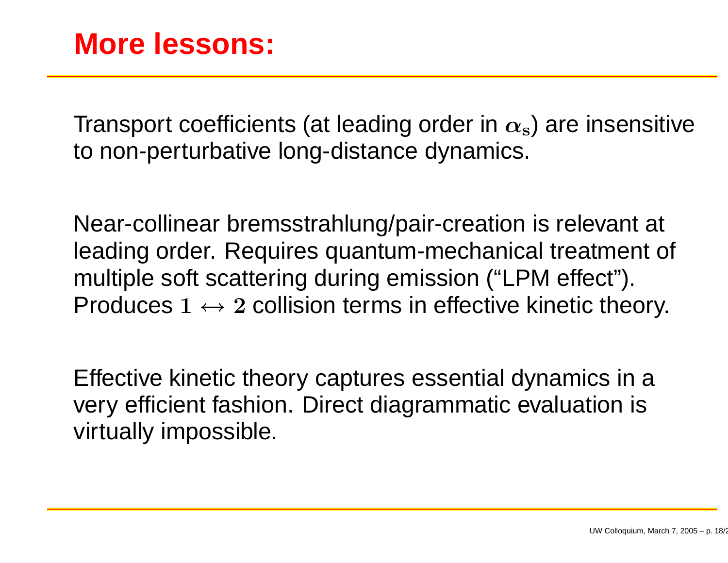# More lessons:

Transport coefficients (at leading order in $\alpha_s$) are insensitive to non-perturbative long-distance dynamics.

Near-collinear bremsstrahlung/pair-creation is relevant at leading order. Requires quantum-mechanical treatment of multiple soft scattering during emission (“LPM effect”). Produces $1 \leftrightarrow 2$ collision terms in effective kinetic theory.

Effective kinetic theory captures essential dynamics in a very efficient fashion. Direct diagrammatic evaluation is virtually impossible.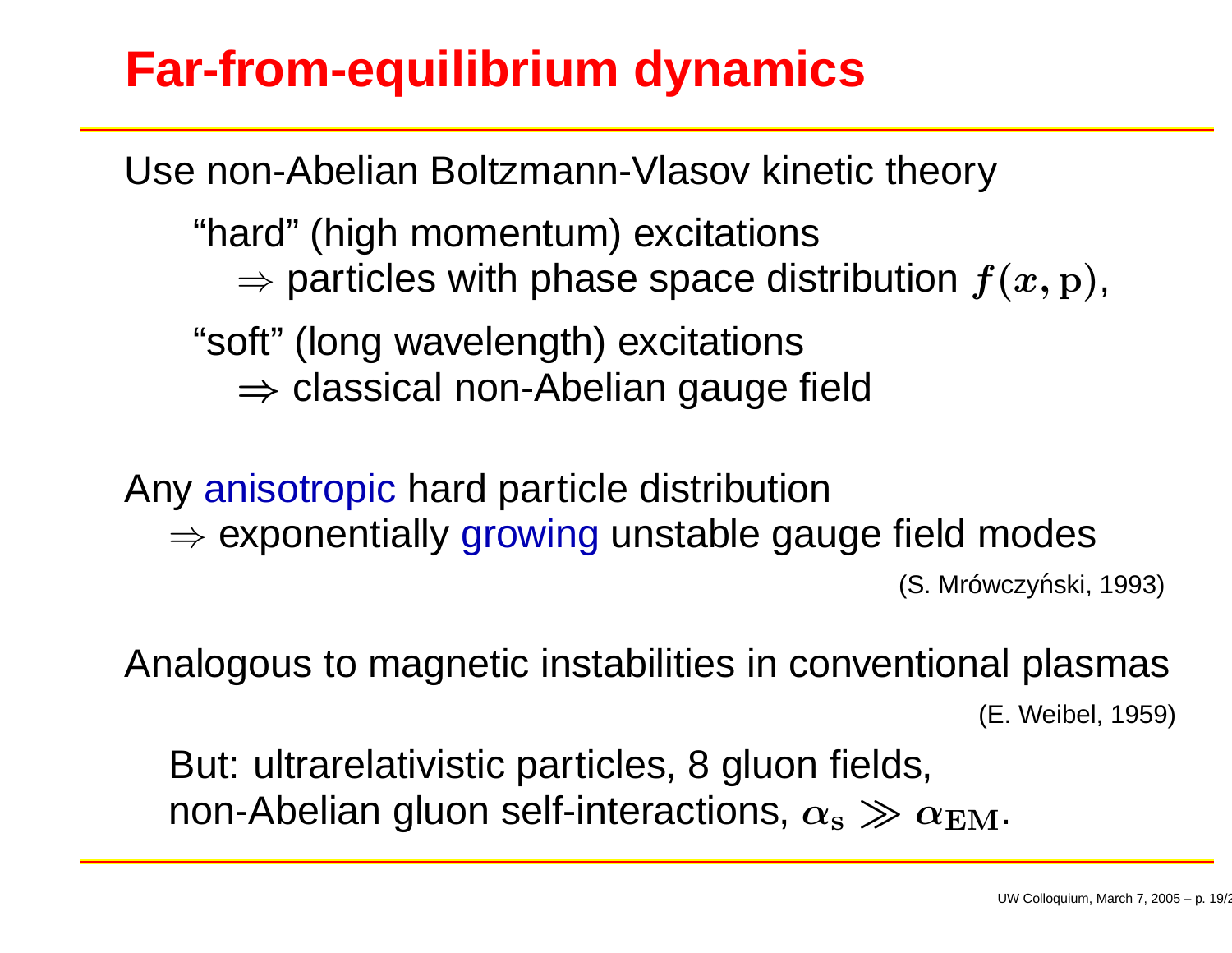# Far-from-equilibrium dynamics

Use non-Abelian Boltzmann-Vlasov kinetic theory

"hard" (high momentum) excitations
$\Rightarrow$ particles with phase space distribution $f(x, \mathbf{p})$,

"soft" (long wavelength) excitations
$\Rightarrow$ classical non-Abelian gauge field

Any anisotropic hard particle distribution
$\Rightarrow$ exponentially growing unstable gauge field modes

(S. Mrówczyński, 1993)

Analogous to magnetic instabilities in conventional plasmas

(E. Weibel, 1959)

But: ultrarelativistic particles, 8 gluon fields,
non-Abelian gluon self-interactions, $\alpha_s \gg \alpha_{EM}$.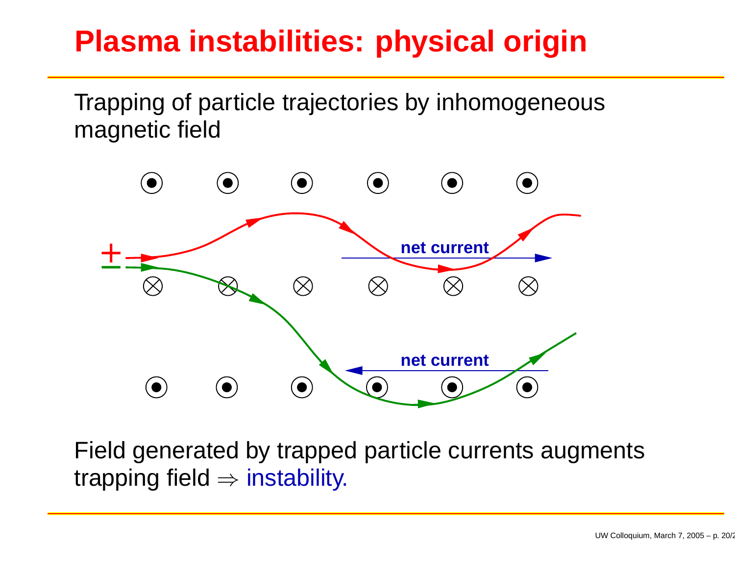# Plasma instabilities: physical origin

Trapping of particle trajectories by inhomogeneous magnetic field

Field generated by trapped particle currents augments trapping field $\Rightarrow$ instability.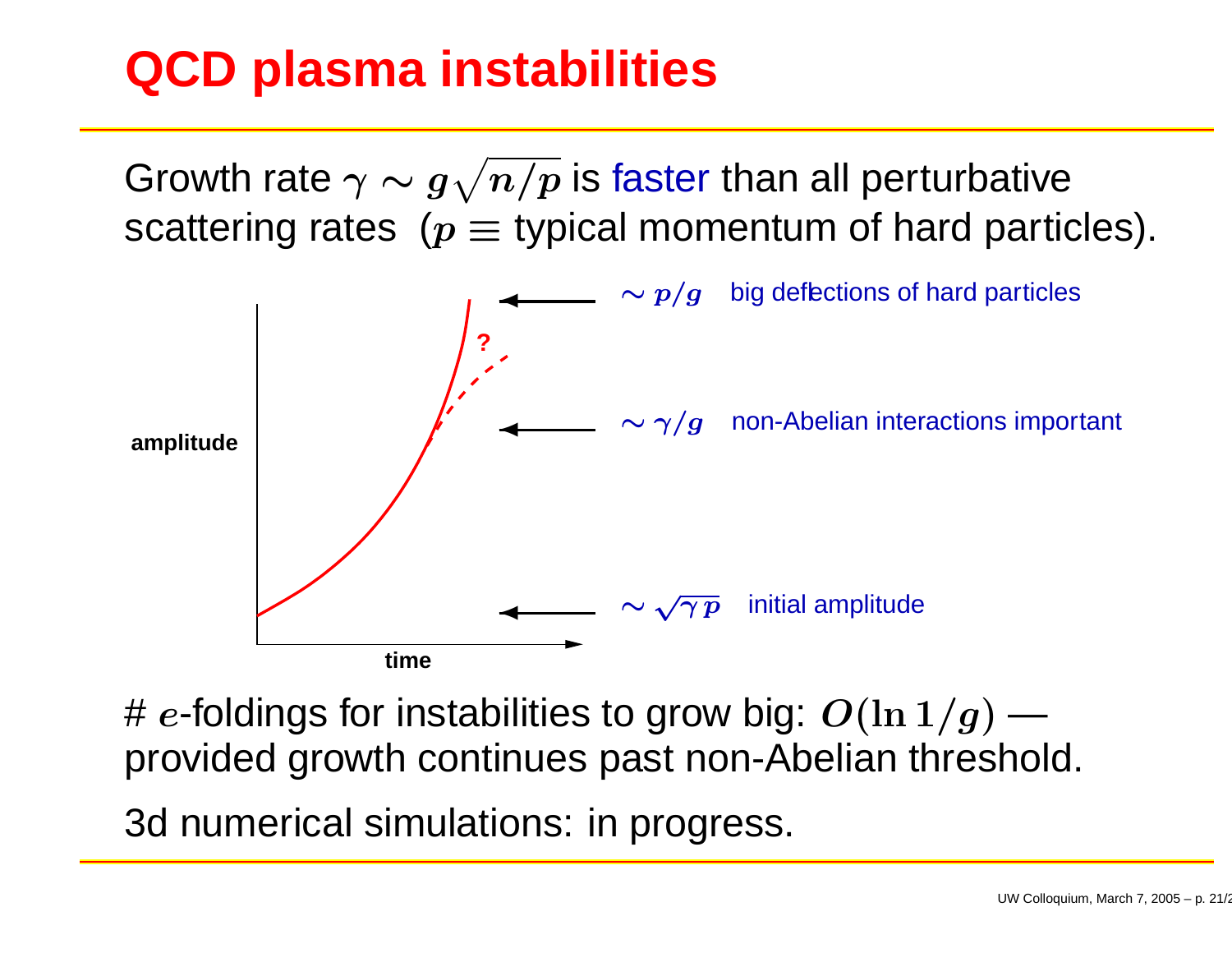# QCD plasma instabilities

Growth rate $\gamma \sim g\sqrt{n/p}$ is faster than all perturbative scattering rates ($p \equiv$ typical momentum of hard particles).

amplitude

time

?

$\sim p/g$ big deflections of hard particles

$\sim \gamma/g$ non-Abelian interactions important

$\sim \sqrt{\gamma p}$ initial amplitude

\# $e$-foldings for instabilities to grow big: $O(\ln 1/g)$ — provided growth continues past non-Abelian threshold.

3d numerical simulations: in progress.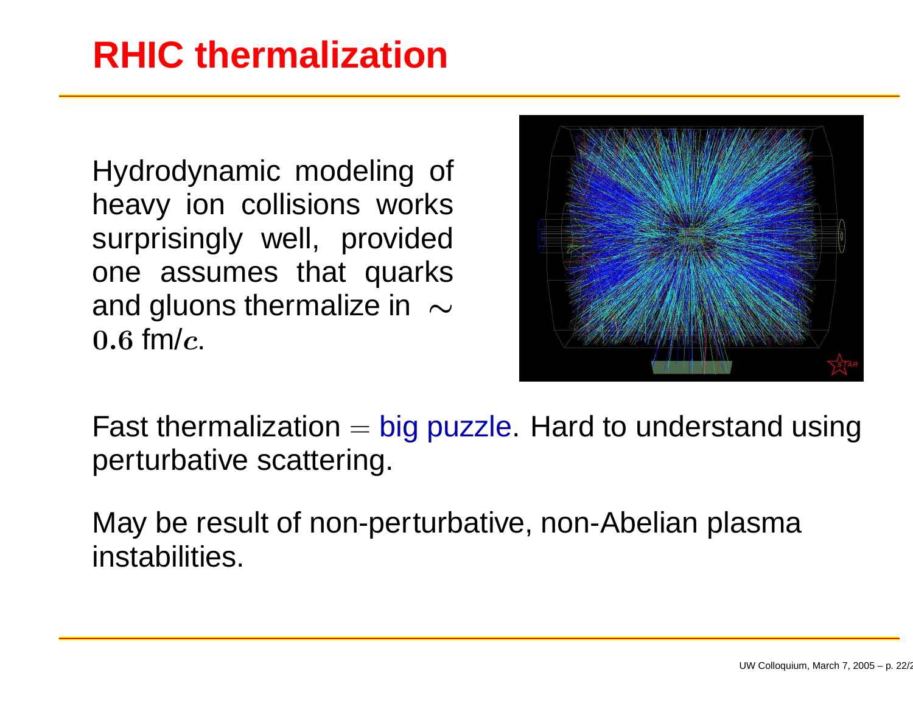# RHIC thermalization

Hydrodynamic modeling of heavy ion collisions works surprisingly well, provided one assumes that quarks and gluons thermalize in $\sim 0.6$ fm/$c$.

Fast thermalization $=$ big puzzle. Hard to understand using perturbative scattering.

May be result of non-perturbative, non-Abelian plasma instabilities.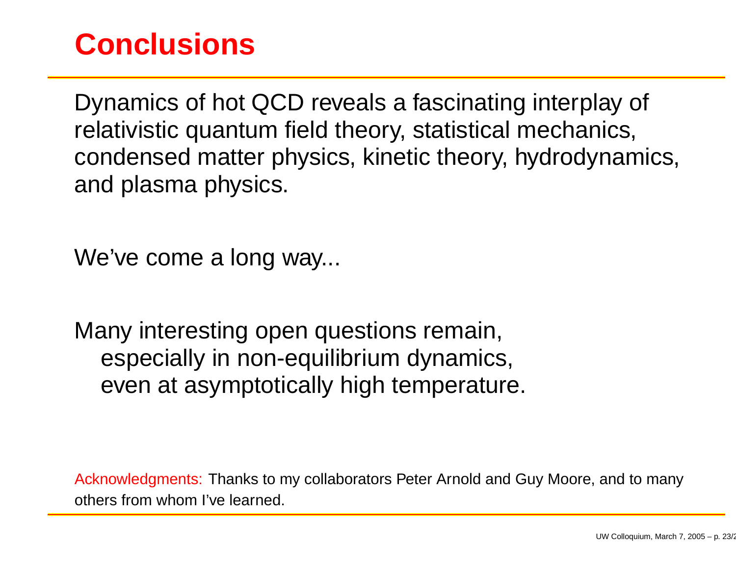# Conclusions

Dynamics of hot QCD reveals a fascinating interplay of relativistic quantum field theory, statistical mechanics, condensed matter physics, kinetic theory, hydrodynamics, and plasma physics.

We've come a long way...

Many interesting open questions remain,
especially in non-equilibrium dynamics,
even at asymptotically high temperature.

Acknowledgments: Thanks to my collaborators Peter Arnold and Guy Moore, and to many others from whom I've learned.